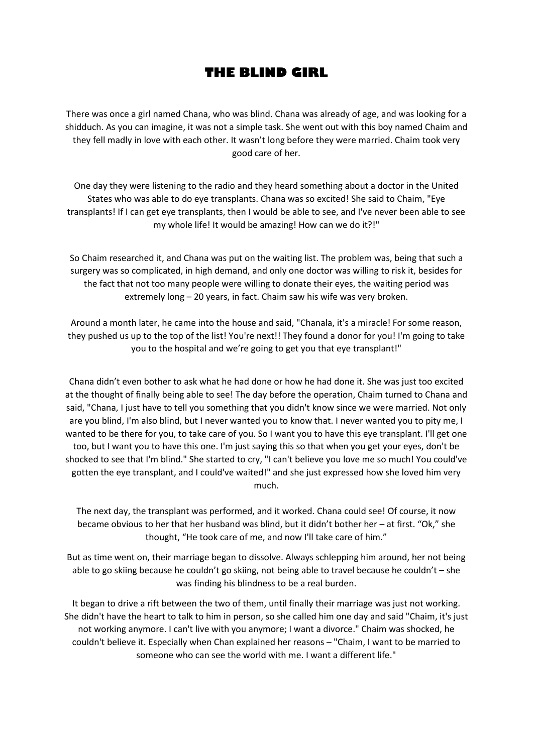# THE BLIND GIRL

There was once a girl named Chana, who was blind. Chana was already of age, and was looking for a shidduch. As you can imagine, it was not a simple task. She went out with this boy named Chaim and they fell madly in love with each other. It wasn't long before they were married. Chaim took very good care of her.

One day they were listening to the radio and they heard something about a doctor in the United States who was able to do eye transplants. Chana was so excited! She said to Chaim, "Eye transplants! If I can get eye transplants, then I would be able to see, and I've never been able to see my whole life! It would be amazing! How can we do it?!"

So Chaim researched it, and Chana was put on the waiting list. The problem was, being that such a surgery was so complicated, in high demand, and only one doctor was willing to risk it, besides for the fact that not too many people were willing to donate their eyes, the waiting period was extremely long – 20 years, in fact. Chaim saw his wife was very broken.

Around a month later, he came into the house and said, "Chanala, it's a miracle! For some reason, they pushed us up to the top of the list! You're next!! They found a donor for you! I'm going to take you to the hospital and we're going to get you that eye transplant!"

Chana didn't even bother to ask what he had done or how he had done it. She was just too excited at the thought of finally being able to see! The day before the operation, Chaim turned to Chana and said, "Chana, I just have to tell you something that you didn't know since we were married. Not only are you blind, I'm also blind, but I never wanted you to know that. I never wanted you to pity me, I wanted to be there for you, to take care of you. So I want you to have this eye transplant. I'll get one too, but I want you to have this one. I'm just saying this so that when you get your eyes, don't be shocked to see that I'm blind." She started to cry, "I can't believe you love me so much! You could've gotten the eye transplant, and I could've waited!" and she just expressed how she loved him very much.

The next day, the transplant was performed, and it worked. Chana could see! Of course, it now became obvious to her that her husband was blind, but it didn't bother her – at first. "Ok," she thought, "He took care of me, and now I'll take care of him."

But as time went on, their marriage began to dissolve. Always schlepping him around, her not being able to go skiing because he couldn't go skiing, not being able to travel because he couldn't – she was finding his blindness to be a real burden.

It began to drive a rift between the two of them, until finally their marriage was just not working. She didn't have the heart to talk to him in person, so she called him one day and said "Chaim, it's just not working anymore. I can't live with you anymore; I want a divorce." Chaim was shocked, he couldn't believe it. Especially when Chan explained her reasons – "Chaim, I want to be married to someone who can see the world with me. I want a different life."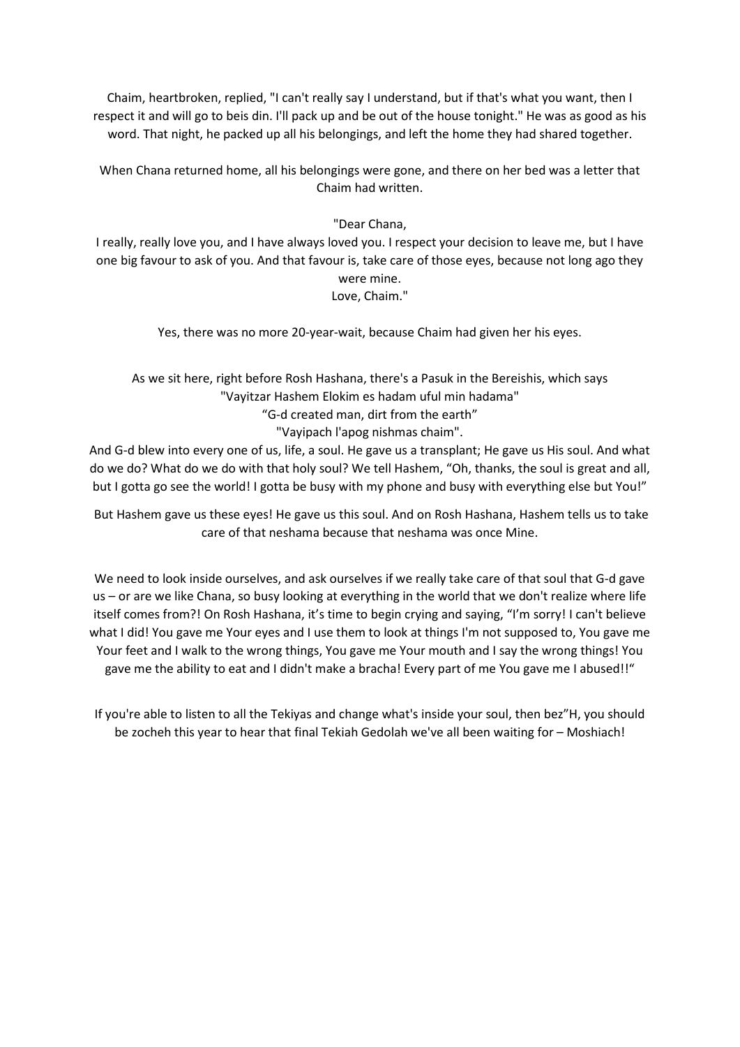Chaim, heartbroken, replied, "I can't really say I understand, but if that's what you want, then I respect it and will go to beis din. I'll pack up and be out of the house tonight." He was as good as his word. That night, he packed up all his belongings, and left the home they had shared together.

When Chana returned home, all his belongings were gone, and there on her bed was a letter that Chaim had written.

"Dear Chana,
I really, really love you, and I have always loved you. I respect your decision to leave me, but I have one big favour to ask of you. And that favour is, take care of those eyes, because not long ago they were mine.
Love, Chaim."

Yes, there was no more 20-year-wait, because Chaim had given her his eyes.

As we sit here, right before Rosh Hashana, there's a Pasuk in the Bereishis, which says
"Vayitzar Hashem Elokim es hadam uful min hadama"
"G-d created man, dirt from the earth"
"Vayipach l'apog nishmas chaim".
And G-d blew into every one of us, life, a soul. He gave us a transplant; He gave us His soul. And what do we do? What do we do with that holy soul? We tell Hashem, "Oh, thanks, the soul is great and all, but I gotta go see the world! I gotta be busy with my phone and busy with everything else but You!"

But Hashem gave us these eyes! He gave us this soul. And on Rosh Hashana, Hashem tells us to take care of that neshama because that neshama was once Mine.

We need to look inside ourselves, and ask ourselves if we really take care of that soul that G-d gave us – or are we like Chana, so busy looking at everything in the world that we don't realize where life itself comes from?! On Rosh Hashana, it's time to begin crying and saying, "I'm sorry! I can't believe what I did! You gave me Your eyes and I use them to look at things I'm not supposed to, You gave me Your feet and I walk to the wrong things, You gave me Your mouth and I say the wrong things! You gave me the ability to eat and I didn't make a bracha! Every part of me You gave me I abused!!"

If you're able to listen to all the Tekiyas and change what's inside your soul, then bez"H, you should be zocheh this year to hear that final Tekiah Gedolah we've all been waiting for – Moshiach!